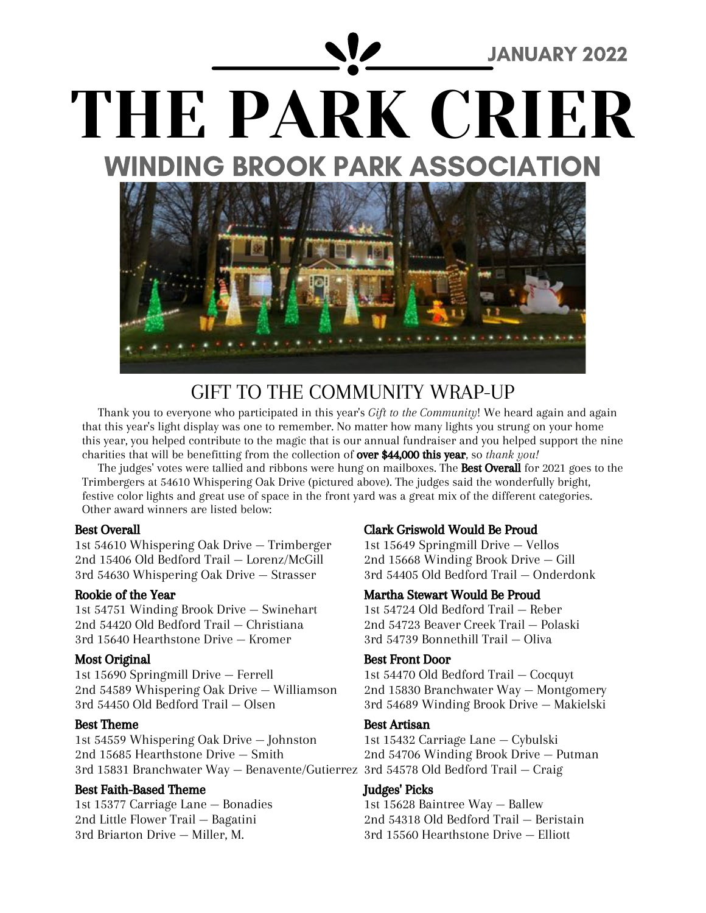JANUARY 2022

# THE PARK CRIER

## WINDING BROOK PARK ASSOCIATION

### GIFT TO THE COMMUNITY WRAP-UP

Thank you to everyone who participated in this year's *Gift to the Community*! We heard again and again that this year's light display was one to remember. No matter how many lights you strung on your home this year, you helped contribute to the magic that is our annual fundraiser and you helped support the nine charities that will be benefitting from the collection of **over $44,000 this year**, so *thank you!*

The judges' votes were tallied and ribbons were hung on mailboxes. The **Best Overall** for 2021 goes to the Trimbergers at 54610 Whispering Oak Drive (pictured above). The judges said the wonderfully bright, festive color lights and great use of space in the front yard was a great mix of the different categories. Other award winners are listed below:

**Best Overall**
1st 54610 Whispering Oak Drive — Trimberger
2nd 15406 Old Bedford Trail — Lorenz/McGill
3rd 54630 Whispering Oak Drive — Strasser

**Rookie of the Year**
1st 54751 Winding Brook Drive — Swinehart
2nd 54420 Old Bedford Trail — Christiana
3rd 15640 Hearthstone Drive — Kromer

**Most Original**
1st 15690 Springmill Drive — Ferrell
2nd 54589 Whispering Oak Drive — Williamson
3rd 54450 Old Bedford Trail — Olsen

**Best Theme**
1st 54559 Whispering Oak Drive — Johnston
2nd 15685 Hearthstone Drive — Smith
3rd 15831 Branchwater Way — Benavente/Gutierrez

**Best Faith-Based Theme**
1st 15377 Carriage Lane — Bonadies
2nd Little Flower Trail — Bagatini
3rd Briarton Drive — Miller, M.

**Clark Griswold Would Be Proud**
1st 15649 Springmill Drive — Vellos
2nd 15668 Winding Brook Drive — Gill
3rd 54405 Old Bedford Trail — Onderdonk

**Martha Stewart Would Be Proud**
1st 54724 Old Bedford Trail — Reber
2nd 54723 Beaver Creek Trail — Polaski
3rd 54739 Bonnethill Trail — Oliva

**Best Front Door**
1st 54470 Old Bedford Trail — Cocquyt
2nd 15830 Branchwater Way — Montgomery
3rd 54689 Winding Brook Drive — Makielski

**Best Artisan**
1st 15432 Carriage Lane — Cybulski
2nd 54706 Winding Brook Drive — Putman
3rd 54578 Old Bedford Trail — Craig

**Judges' Picks**
1st 15628 Baintree Way — Ballew
2nd 54318 Old Bedford Trail — Beristain
3rd 15560 Hearthstone Drive — Elliott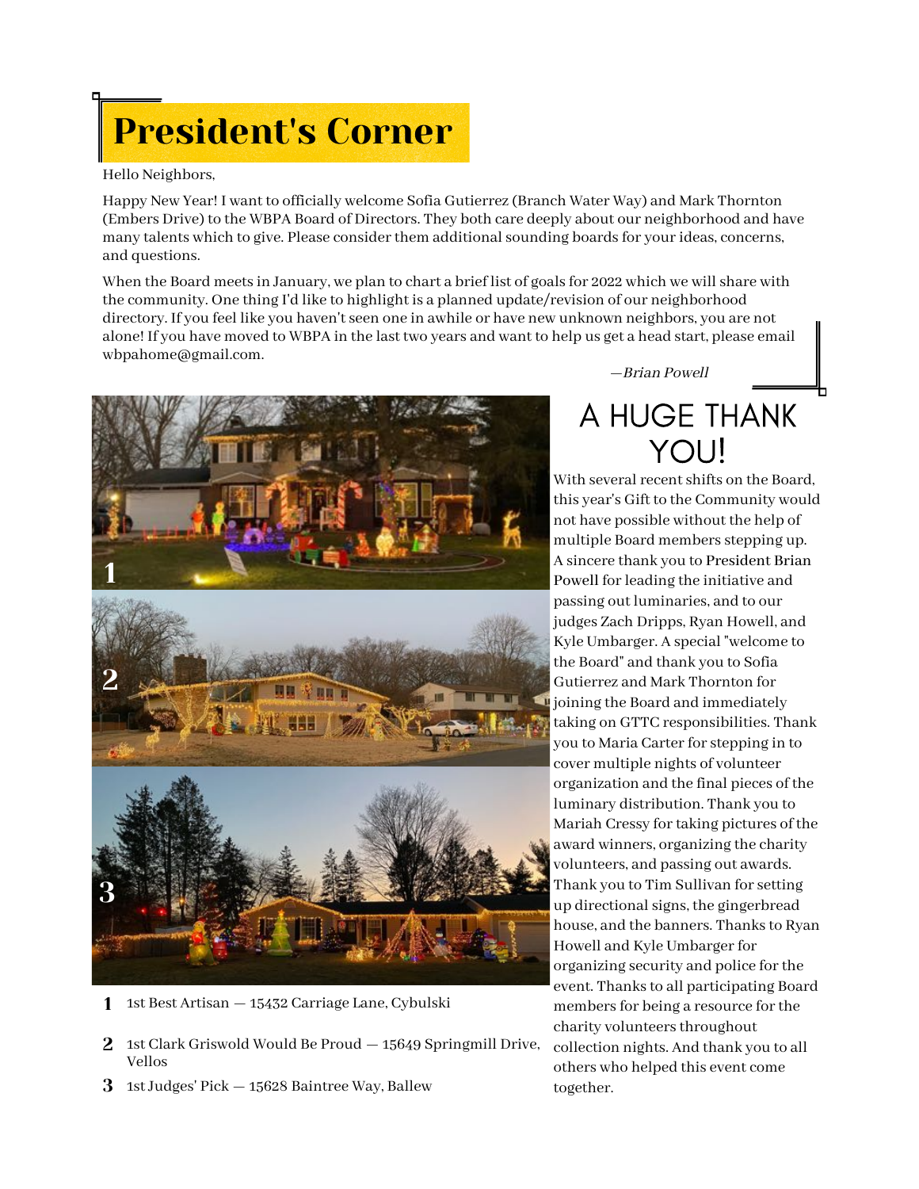# President's Corner

Hello Neighbors,

Happy New Year! I want to officially welcome Sofia Gutierrez (Branch Water Way) and Mark Thornton (Embers Drive) to the WBPA Board of Directors. They both care deeply about our neighborhood and have many talents which to give. Please consider them additional sounding boards for your ideas, concerns, and questions.

When the Board meets in January, we plan to chart a brief list of goals for 2022 which we will share with the community. One thing I'd like to highlight is a planned update/revision of our neighborhood directory. If you feel like you haven't seen one in awhile or have new unknown neighbors, you are not alone! If you have moved to WBPA in the last two years and want to help us get a head start, please email wbpahome@gmail.com.

*—Brian Powell*

1. 1st Best Artisan — 15432 Carriage Lane, Cybulski
2. 1st Clark Griswold Would Be Proud — 15649 Springmill Drive, Vellos
3. 1st Judges' Pick — 15628 Baintree Way, Ballew

## A HUGE THANK YOU!

With several recent shifts on the Board, this year's Gift to the Community would not have possible without the help of multiple Board members stepping up. A sincere thank you to President Brian Powell for leading the initiative and passing out luminaries, and to our judges Zach Dripps, Ryan Howell, and Kyle Umbarger. A special "welcome to the Board" and thank you to Sofia Gutierrez and Mark Thornton for joining the Board and immediately taking on GTTC responsibilities. Thank you to Maria Carter for stepping in to cover multiple nights of volunteer organization and the final pieces of the luminary distribution. Thank you to Mariah Cressy for taking pictures of the award winners, organizing the charity volunteers, and passing out awards. Thank you to Tim Sullivan for setting up directional signs, the gingerbread house, and the banners. Thanks to Ryan Howell and Kyle Umbarger for organizing security and police for the event. Thanks to all participating Board members for being a resource for the charity volunteers throughout collection nights. And thank you to all others who helped this event come together.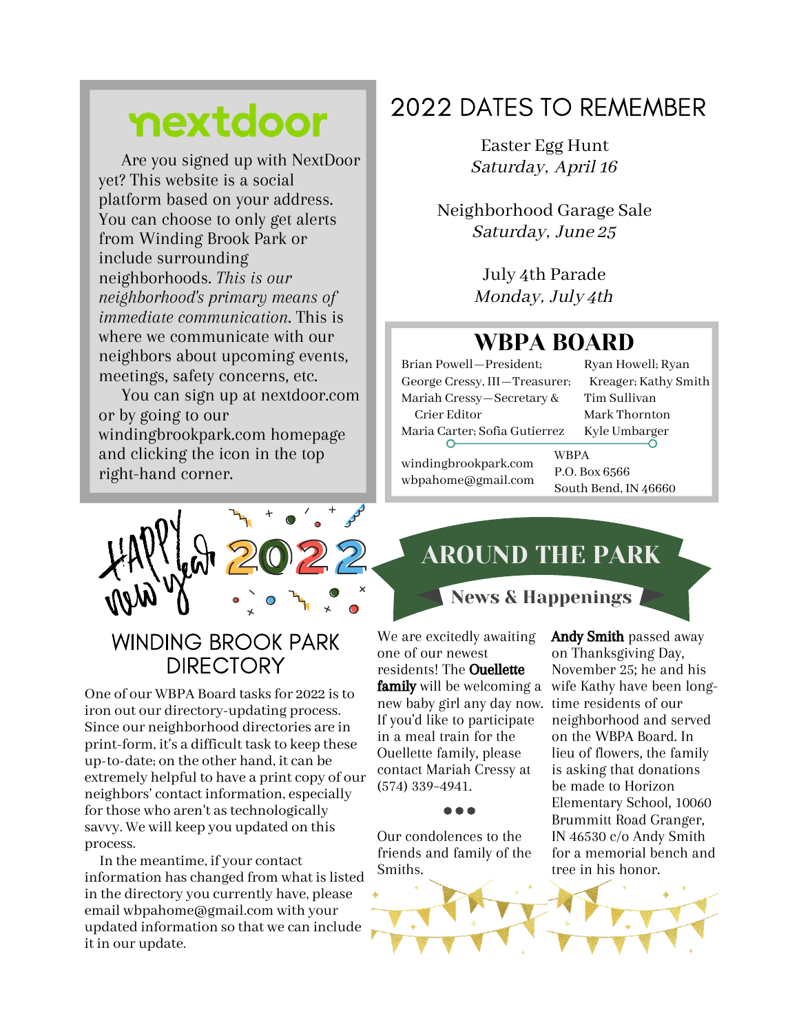## nextdoor

Are you signed up with NextDoor yet? This website is a social platform based on your address. You can choose to only get alerts from Winding Brook Park or include surrounding neighborhoods. *This is our neighborhood's primary means of immediate communication.* This is where we communicate with our neighbors about upcoming events, meetings, safety concerns, etc.

You can sign up at nextdoor.com or by going to our windingbrookpark.com homepage and clicking the icon in the top right-hand corner.

## 2022 DATES TO REMEMBER

Easter Egg Hunt
*Saturday, April 16*

Neighborhood Garage Sale
*Saturday, June 25*

July 4th Parade
*Monday, July 4th*

## WBPA BOARD

Brian Powell—President; George Cressy, III—Treasurer; Mariah Cressy—Secretary & Crier Editor; Maria Carter; Sofia Gutierrez; Ryan Howell; Ryan Kreager; Kathy Smith; Tim Sullivan; Mark Thornton; Kyle Umbarger

windingbrookpark.com
wbpahome@gmail.com

WBPA
P.O. Box 6566
South Bend, IN 46660

HAPPY New Year 2022

## WINDING BROOK PARK DIRECTORY

One of our WBPA Board tasks for 2022 is to iron out our directory-updating process. Since our neighborhood directories are in print-form, it's a difficult task to keep these up-to-date; on the other hand, it can be extremely helpful to have a print copy of our neighbors' contact information, especially for those who aren't as technologically savvy. We will keep you updated on this process.

In the meantime, if your contact information has changed from what is listed in the directory you currently have, please email wbpahome@gmail.com with your updated information so that we can include it in our update.

## AROUND THE PARK

### News & Happenings

We are excitedly awaiting one of our newest residents! The **Ouellette family** will be welcoming a new baby girl any day now. If you'd like to participate in a meal train for the Ouellette family, please contact Mariah Cressy at (574) 339-4941.

•••

Our condolences to the friends and family of the Smiths.

**Andy Smith** passed away on Thanksgiving Day, November 25; he and his wife Kathy have been long-time residents of our neighborhood and served on the WBPA Board. In lieu of flowers, the family is asking that donations be made to Horizon Elementary School, 10060 Brummitt Road Granger, IN 46530 c/o Andy Smith for a memorial bench and tree in his honor.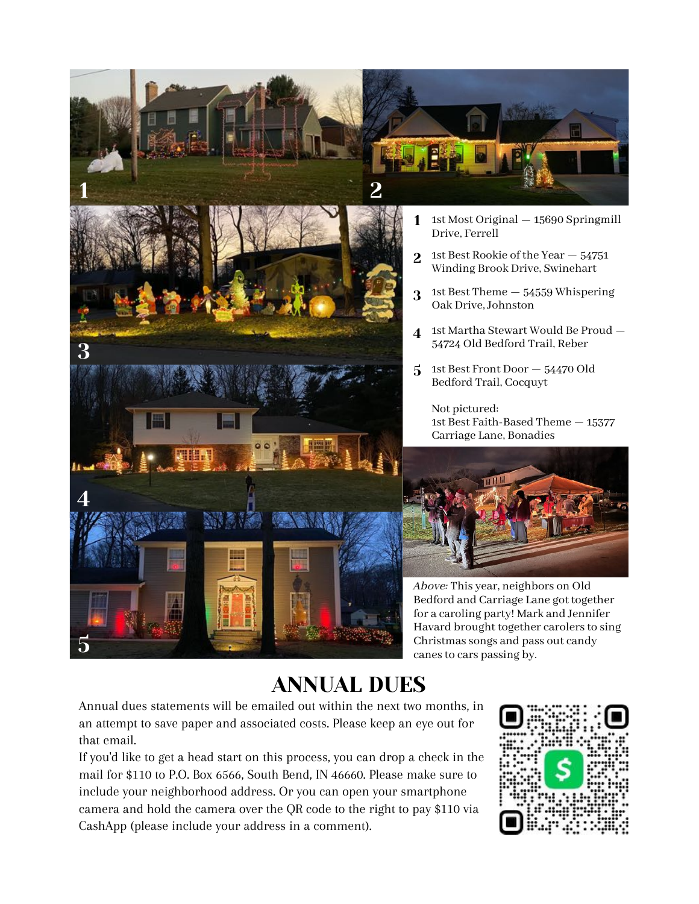1 1st Most Original — 15690 Springmill Drive, Ferrell

2 1st Best Rookie of the Year — 54751 Winding Brook Drive, Swinehart

3 1st Best Theme — 54559 Whispering Oak Drive, Johnston

4 1st Martha Stewart Would Be Proud — 54724 Old Bedford Trail, Reber

5 1st Best Front Door — 54470 Old Bedford Trail, Cocquyt

Not pictured:
1st Best Faith-Based Theme — 15377 Carriage Lane, Bonadies

*Above:* This year, neighbors on Old Bedford and Carriage Lane got together for a caroling party! Mark and Jennifer Havard brought together carolers to sing Christmas songs and pass out candy canes to cars passing by.

# ANNUAL DUES

Annual dues statements will be emailed out within the next two months, in an attempt to save paper and associated costs. Please keep an eye out for that email.

If you'd like to get a head start on this process, you can drop a check in the mail for $110 to P.O. Box 6566, South Bend, IN 46660. Please make sure to include your neighborhood address. Or you can open your smartphone camera and hold the camera over the QR code to the right to pay $110 via CashApp (please include your address in a comment).